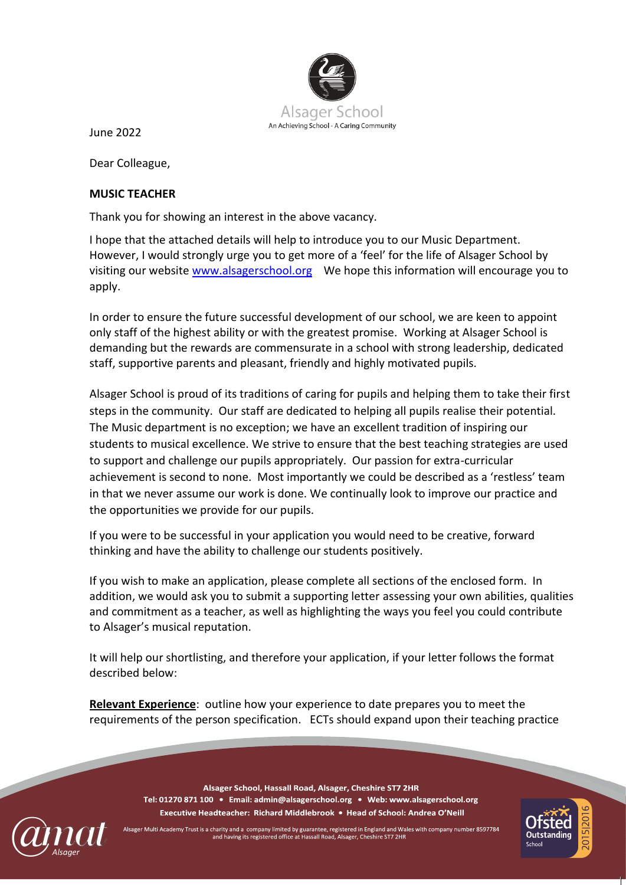Alsager School

An Achieving School - A Caring Community

June 2022

Dear Colleague,

**MUSIC TEACHER**

Thank you for showing an interest in the above vacancy.

I hope that the attached details will help to introduce you to our Music Department. However, I would strongly urge you to get more of a 'feel' for the life of Alsager School by visiting our website www.alsagerschool.org We hope this information will encourage you to apply.

In order to ensure the future successful development of our school, we are keen to appoint only staff of the highest ability or with the greatest promise. Working at Alsager School is demanding but the rewards are commensurate in a school with strong leadership, dedicated staff, supportive parents and pleasant, friendly and highly motivated pupils.

Alsager School is proud of its traditions of caring for pupils and helping them to take their first steps in the community. Our staff are dedicated to helping all pupils realise their potential. The Music department is no exception; we have an excellent tradition of inspiring our students to musical excellence. We strive to ensure that the best teaching strategies are used to support and challenge our pupils appropriately. Our passion for extra-curricular achievement is second to none. Most importantly we could be described as a 'restless' team in that we never assume our work is done. We continually look to improve our practice and the opportunities we provide for our pupils.

If you were to be successful in your application you would need to be creative, forward thinking and have the ability to challenge our students positively.

If you wish to make an application, please complete all sections of the enclosed form. In addition, we would ask you to submit a supporting letter assessing your own abilities, qualities and commitment as a teacher, as well as highlighting the ways you feel you could contribute to Alsager's musical reputation.

It will help our shortlisting, and therefore your application, if your letter follows the format described below:

**Relevant Experience**: outline how your experience to date prepares you to meet the requirements of the person specification. ECTs should expand upon their teaching practice

**Alsager School, Hassall Road, Alsager, Cheshire ST7 2HR**
**Tel: 01270 871 100 • Email: admin@alsagerschool.org • Web: www.alsagerschool.org**
**Executive Headteacher: Richard Middlebrook • Head of School: Andrea O'Neill**

Alsager Multi Academy Trust is a charity and a company limited by guarantee, registered in England and Wales with company number 8597784 and having its registered office at Hassall Road, Alsager, Cheshire ST7 2HR

Ofsted Outstanding School 2015|2016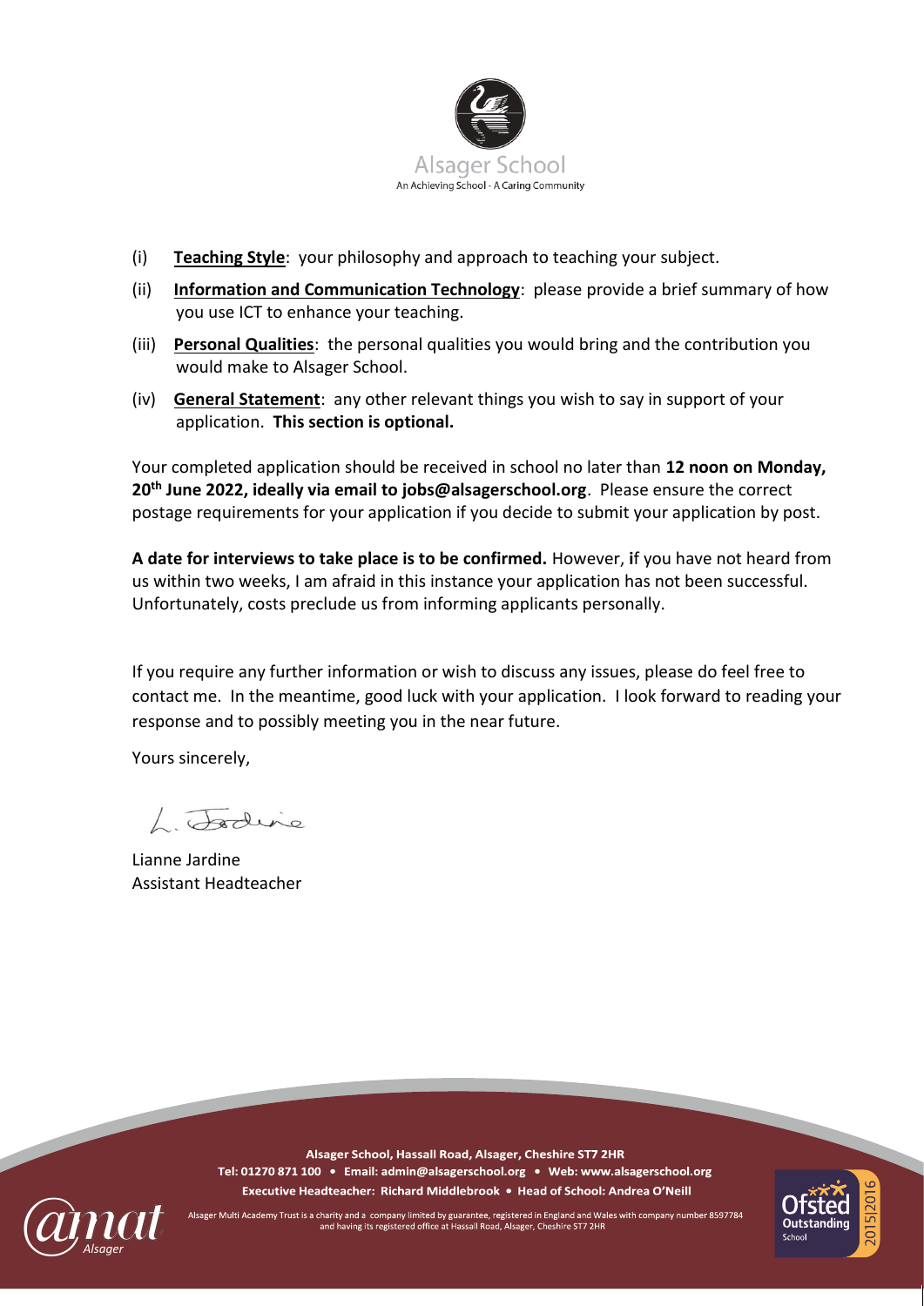Alsager School

An Achieving School - A Caring Community

(i) **Teaching Style**: your philosophy and approach to teaching your subject.

(ii) **Information and Communication Technology**: please provide a brief summary of how you use ICT to enhance your teaching.

(iii) **Personal Qualities**: the personal qualities you would bring and the contribution you would make to Alsager School.

(iv) **General Statement**: any other relevant things you wish to say in support of your application. **This section is optional.**

Your completed application should be received in school no later than **12 noon on Monday, 20th June 2022, ideally via email to jobs@alsagerschool.org**. Please ensure the correct postage requirements for your application if you decide to submit your application by post.

**A date for interviews to take place is to be confirmed.** However, **i**f you have not heard from us within two weeks, I am afraid in this instance your application has not been successful. Unfortunately, costs preclude us from informing applicants personally.

If you require any further information or wish to discuss any issues, please do feel free to contact me. In the meantime, good luck with your application. I look forward to reading your response and to possibly meeting you in the near future.

Yours sincerely,

L. Jardine

Lianne Jardine
Assistant Headteacher

**Alsager School, Hassall Road, Alsager, Cheshire ST7 2HR**
**Tel: 01270 871 100 • Email: admin@alsagerschool.org • Web: www.alsagerschool.org**
**Executive Headteacher: Richard Middlebrook • Head of School: Andrea O'Neill**

Alsager Multi Academy Trust is a charity and a company limited by guarantee, registered in England and Wales with company number 8597784 and having its registered office at Hassall Road, Alsager, Cheshire ST7 2HR